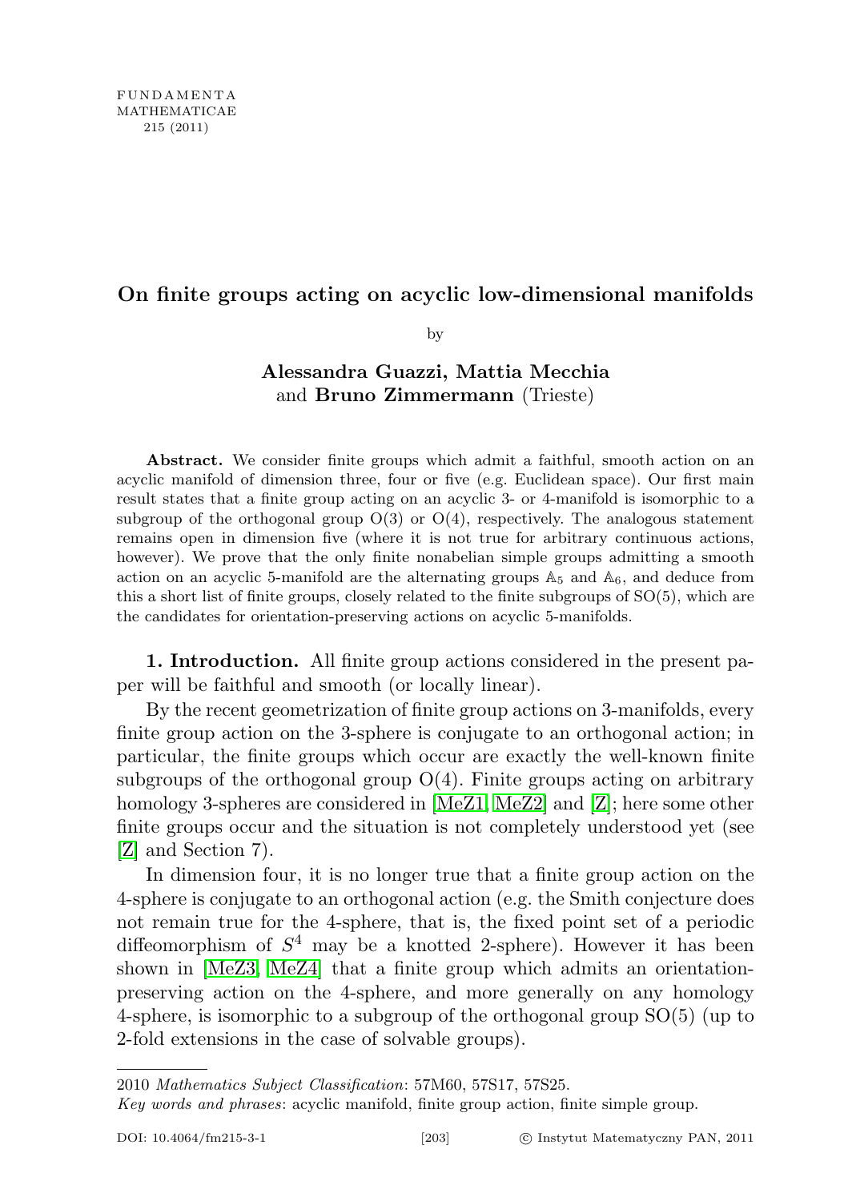FUNDAMENTA
MATHEMATICAE
215 (2011)

# On finite groups acting on acyclic low-dimensional manifolds

by

**Alessandra Guazzi, Mattia Mecchia** and **Bruno Zimmermann** (Trieste)

**Abstract.** We consider finite groups which admit a faithful, smooth action on an acyclic manifold of dimension three, four or five (e.g. Euclidean space). Our first main result states that a finite group acting on an acyclic 3- or 4-manifold is isomorphic to a subgroup of the orthogonal group O(3) or O(4), respectively. The analogous statement remains open in dimension five (where it is not true for arbitrary continuous actions, however). We prove that the only finite nonabelian simple groups admitting a smooth action on an acyclic 5-manifold are the alternating groups $\mathbb{A}_5$ and $\mathbb{A}_6$, and deduce from this a short list of finite groups, closely related to the finite subgroups of SO(5), which are the candidates for orientation-preserving actions on acyclic 5-manifolds.

**1. Introduction.** All finite group actions considered in the present paper will be faithful and smooth (or locally linear).

By the recent geometrization of finite group actions on 3-manifolds, every finite group action on the 3-sphere is conjugate to an orthogonal action; in particular, the finite groups which occur are exactly the well-known finite subgroups of the orthogonal group O(4). Finite groups acting on arbitrary homology 3-spheres are considered in [MeZ1, MeZ2] and [Z]; here some other finite groups occur and the situation is not completely understood yet (see [Z] and Section 7).

In dimension four, it is no longer true that a finite group action on the 4-sphere is conjugate to an orthogonal action (e.g. the Smith conjecture does not remain true for the 4-sphere, that is, the fixed point set of a periodic diffeomorphism of $S^4$ may be a knotted 2-sphere). However it has been shown in [MeZ3, MeZ4] that a finite group which admits an orientation-preserving action on the 4-sphere, and more generally on any homology 4-sphere, is isomorphic to a subgroup of the orthogonal group SO(5) (up to 2-fold extensions in the case of solvable groups).

2010 *Mathematics Subject Classification*: 57M60, 57S17, 57S25.

*Key words and phrases*: acyclic manifold, finite group action, finite simple group.

DOI: 10.4064/fm215-3-1 © Instytut Matematyczny PAN, 2011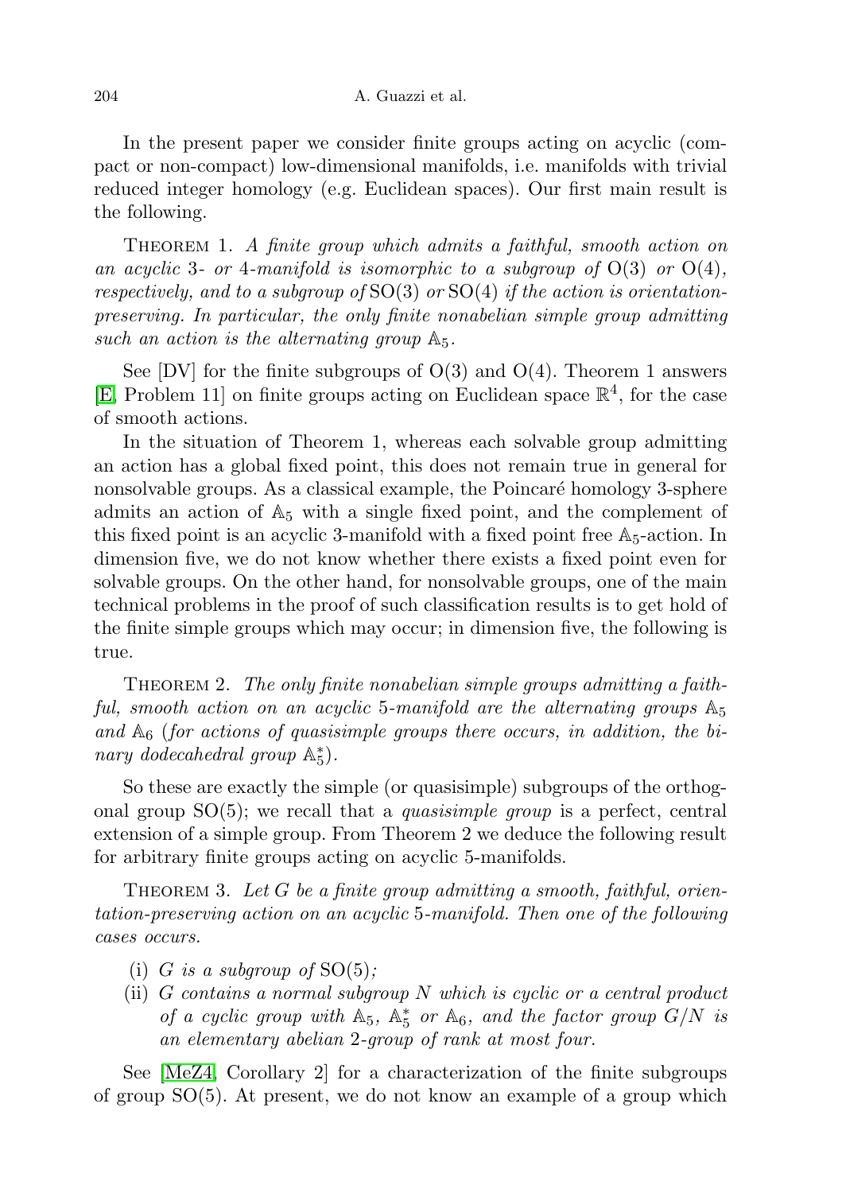In the present paper we consider finite groups acting on acyclic (compact or non-compact) low-dimensional manifolds, i.e. manifolds with trivial reduced integer homology (e.g. Euclidean spaces). Our first main result is the following.

Theorem 1. *A finite group which admits a faithful, smooth action on an acyclic* 3- *or* 4-*manifold is isomorphic to a subgroup of* $\mathrm{O}(3)$ *or* $\mathrm{O}(4)$, *respectively, and to a subgroup of* $\mathrm{SO}(3)$ *or* $\mathrm{SO}(4)$ *if the action is orientation-preserving. In particular, the only finite nonabelian simple group admitting such an action is the alternating group* $\mathbb{A}_5$.

See [DV] for the finite subgroups of $\mathrm{O}(3)$ and $\mathrm{O}(4)$. Theorem 1 answers [E, Problem 11] on finite groups acting on Euclidean space $\mathbb{R}^4$, for the case of smooth actions.

In the situation of Theorem 1, whereas each solvable group admitting an action has a global fixed point, this does not remain true in general for nonsolvable groups. As a classical example, the Poincaré homology 3-sphere admits an action of $\mathbb{A}_5$ with a single fixed point, and the complement of this fixed point is an acyclic 3-manifold with a fixed point free $\mathbb{A}_5$-action. In dimension five, we do not know whether there exists a fixed point even for solvable groups. On the other hand, for nonsolvable groups, one of the main technical problems in the proof of such classification results is to get hold of the finite simple groups which may occur; in dimension five, the following is true.

Theorem 2. *The only finite nonabelian simple groups admitting a faithful, smooth action on an acyclic* 5-*manifold are the alternating groups* $\mathbb{A}_5$ *and* $\mathbb{A}_6$ (*for actions of quasisimple groups there occurs, in addition, the binary dodecahedral group* $\mathbb{A}_5^*$).

So these are exactly the simple (or quasisimple) subgroups of the orthogonal group $\mathrm{SO}(5)$; we recall that a *quasisimple group* is a perfect, central extension of a simple group. From Theorem 2 we deduce the following result for arbitrary finite groups acting on acyclic 5-manifolds.

Theorem 3. *Let* $G$ *be a finite group admitting a smooth, faithful, orientation-preserving action on an acyclic* 5-*manifold. Then one of the following cases occurs.*

- (i) $G$ *is a subgroup of* $\mathrm{SO}(5)$;
- (ii) $G$ *contains a normal subgroup* $N$ *which is cyclic or a central product of a cyclic group with* $\mathbb{A}_5$, $\mathbb{A}_5^*$ *or* $\mathbb{A}_6$, *and the factor group* $G/N$ *is an elementary abelian* 2-*group of rank at most four.*

See [MeZ4, Corollary 2] for a characterization of the finite subgroups of group $\mathrm{SO}(5)$. At present, we do not know an example of a group which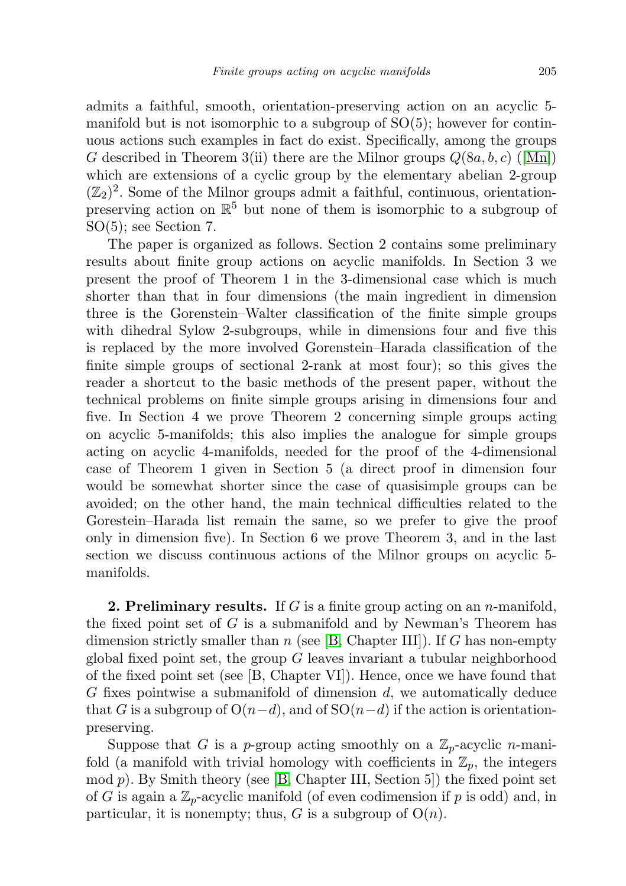admits a faithful, smooth, orientation-preserving action on an acyclic 5-manifold but is not isomorphic to a subgroup of SO(5); however for continuous actions such examples in fact do exist. Specifically, among the groups $G$ described in Theorem 3(ii) there are the Milnor groups $Q(8a,b,c)$ ([Mn]) which are extensions of a cyclic group by the elementary abelian 2-group $(\mathbb{Z}_2)^2$. Some of the Milnor groups admit a faithful, continuous, orientation-preserving action on $\mathbb{R}^5$ but none of them is isomorphic to a subgroup of SO(5); see Section 7.

The paper is organized as follows. Section 2 contains some preliminary results about finite group actions on acyclic manifolds. In Section 3 we present the proof of Theorem 1 in the 3-dimensional case which is much shorter than that in four dimensions (the main ingredient in dimension three is the Gorenstein–Walter classification of the finite simple groups with dihedral Sylow 2-subgroups, while in dimensions four and five this is replaced by the more involved Gorenstein–Harada classification of the finite simple groups of sectional 2-rank at most four); so this gives the reader a shortcut to the basic methods of the present paper, without the technical problems on finite simple groups arising in dimensions four and five. In Section 4 we prove Theorem 2 concerning simple groups acting on acyclic 5-manifolds; this also implies the analogue for simple groups acting on acyclic 4-manifolds, needed for the proof of the 4-dimensional case of Theorem 1 given in Section 5 (a direct proof in dimension four would be somewhat shorter since the case of quasisimple groups can be avoided; on the other hand, the main technical difficulties related to the Gorestein–Harada list remain the same, so we prefer to give the proof only in dimension five). In Section 6 we prove Theorem 3, and in the last section we discuss continuous actions of the Milnor groups on acyclic 5-manifolds.

**2. Preliminary results.** If $G$ is a finite group acting on an $n$-manifold, the fixed point set of $G$ is a submanifold and by Newman's Theorem has dimension strictly smaller than $n$ (see [B, Chapter III]). If $G$ has non-empty global fixed point set, the group $G$ leaves invariant a tubular neighborhood of the fixed point set (see [B, Chapter VI]). Hence, once we have found that $G$ fixes pointwise a submanifold of dimension $d$, we automatically deduce that $G$ is a subgroup of $\mathrm{O}(n-d)$, and of $\mathrm{SO}(n-d)$ if the action is orientation-preserving.

Suppose that $G$ is a $p$-group acting smoothly on a $\mathbb{Z}_p$-acyclic $n$-manifold (a manifold with trivial homology with coefficients in $\mathbb{Z}_p$, the integers mod $p$). By Smith theory (see [B, Chapter III, Section 5]) the fixed point set of $G$ is again a $\mathbb{Z}_p$-acyclic manifold (of even codimension if $p$ is odd) and, in particular, it is nonempty; thus, $G$ is a subgroup of $\mathrm{O}(n)$.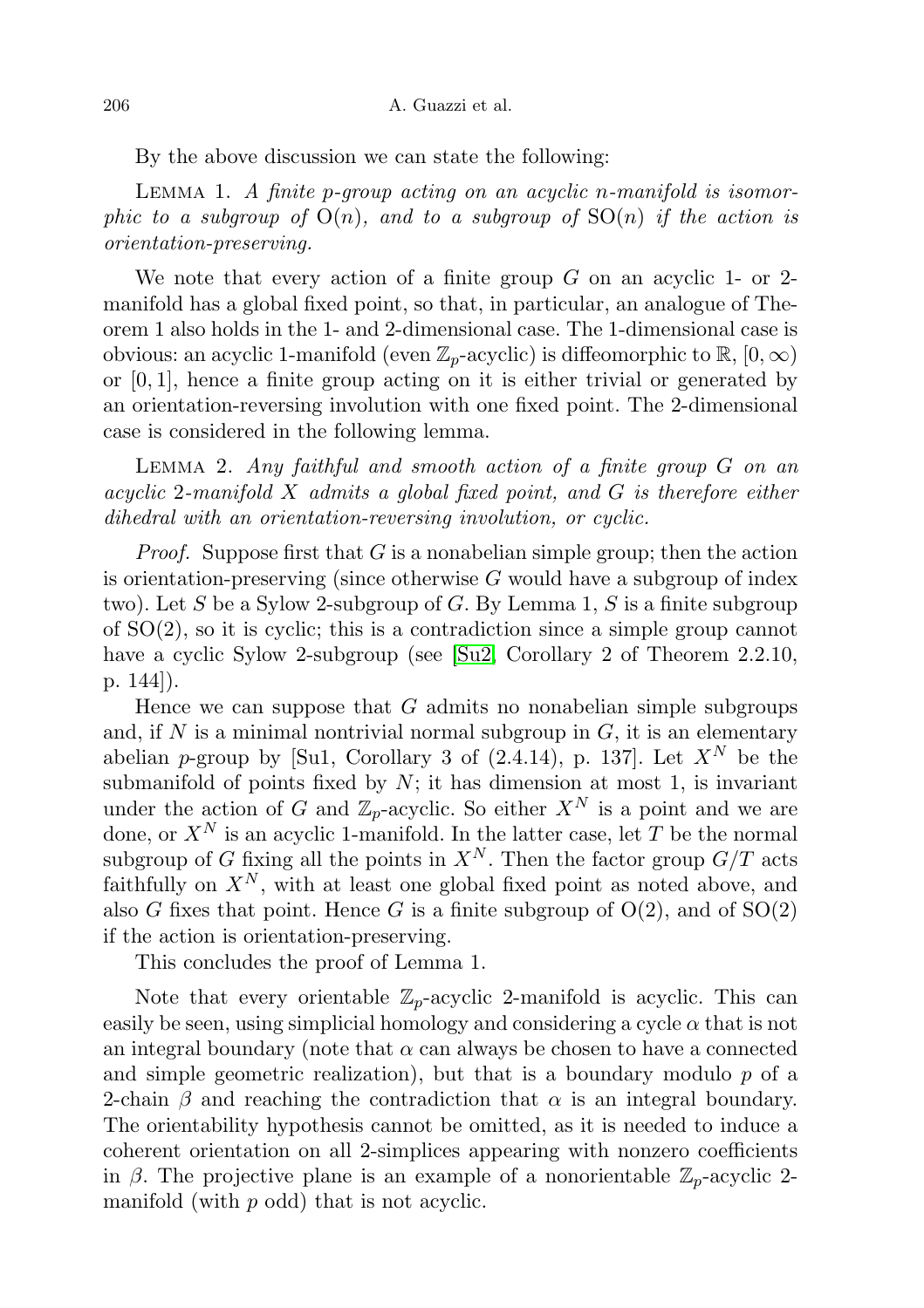By the above discussion we can state the following:

Lemma 1. *A finite $p$-group acting on an acyclic $n$-manifold is isomorphic to a subgroup of $\mathrm{O}(n)$, and to a subgroup of $\mathrm{SO}(n)$ if the action is orientation-preserving.*

We note that every action of a finite group $G$ on an acyclic 1- or 2-manifold has a global fixed point, so that, in particular, an analogue of Theorem 1 also holds in the 1- and 2-dimensional case. The 1-dimensional case is obvious: an acyclic 1-manifold (even $\mathbb{Z}_p$-acyclic) is diffeomorphic to $\mathbb{R}$, $[0, \infty)$ or $[0, 1]$, hence a finite group acting on it is either trivial or generated by an orientation-reversing involution with one fixed point. The 2-dimensional case is considered in the following lemma.

Lemma 2. *Any faithful and smooth action of a finite group $G$ on an acyclic 2-manifold $X$ admits a global fixed point, and $G$ is therefore either dihedral with an orientation-reversing involution, or cyclic.*

*Proof.* Suppose first that $G$ is a nonabelian simple group; then the action is orientation-preserving (since otherwise $G$ would have a subgroup of index two). Let $S$ be a Sylow 2-subgroup of $G$. By Lemma 1, $S$ is a finite subgroup of $\mathrm{SO}(2)$, so it is cyclic; this is a contradiction since a simple group cannot have a cyclic Sylow 2-subgroup (see [Su2, Corollary 2 of Theorem 2.2.10, p. 144]).

Hence we can suppose that $G$ admits no nonabelian simple subgroups and, if $N$ is a minimal nontrivial normal subgroup in $G$, it is an elementary abelian $p$-group by [Su1, Corollary 3 of (2.4.14), p. 137]. Let $X^N$ be the submanifold of points fixed by $N$; it has dimension at most 1, is invariant under the action of $G$ and $\mathbb{Z}_p$-acyclic. So either $X^N$ is a point and we are done, or $X^N$ is an acyclic 1-manifold. In the latter case, let $T$ be the normal subgroup of $G$ fixing all the points in $X^N$. Then the factor group $G/T$ acts faithfully on $X^N$, with at least one global fixed point as noted above, and also $G$ fixes that point. Hence $G$ is a finite subgroup of $\mathrm{O}(2)$, and of $\mathrm{SO}(2)$ if the action is orientation-preserving.

This concludes the proof of Lemma 1.

Note that every orientable $\mathbb{Z}_p$-acyclic 2-manifold is acyclic. This can easily be seen, using simplicial homology and considering a cycle $\alpha$ that is not an integral boundary (note that $\alpha$ can always be chosen to have a connected and simple geometric realization), but that is a boundary modulo $p$ of a 2-chain $\beta$ and reaching the contradiction that $\alpha$ is an integral boundary. The orientability hypothesis cannot be omitted, as it is needed to induce a coherent orientation on all 2-simplices appearing with nonzero coefficients in $\beta$. The projective plane is an example of a nonorientable $\mathbb{Z}_p$-acyclic 2-manifold (with $p$ odd) that is not acyclic.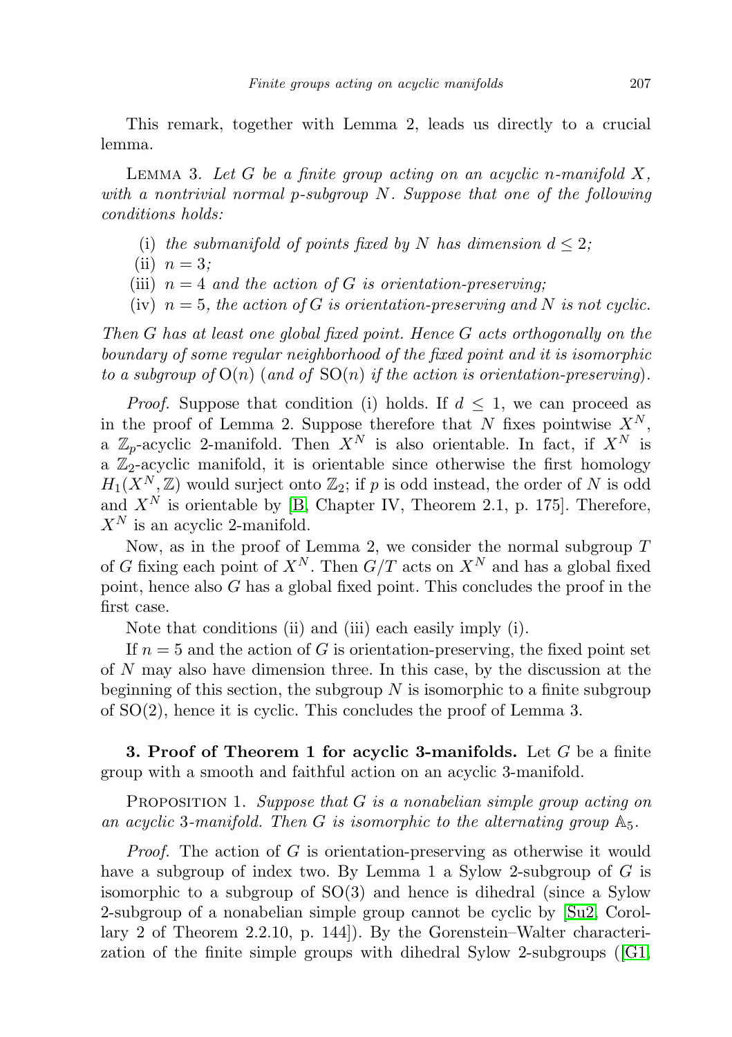This remark, together with Lemma 2, leads us directly to a crucial lemma.

LEMMA 3. *Let $G$ be a finite group acting on an acyclic $n$-manifold $X$, with a nontrivial normal $p$-subgroup $N$. Suppose that one of the following conditions holds:*

(i) *the submanifold of points fixed by $N$ has dimension $d \leq 2$;*
(ii) *$n = 3$;*
(iii) *$n = 4$ and the action of $G$ is orientation-preserving;*
(iv) *$n = 5$, the action of $G$ is orientation-preserving and $N$ is not cyclic.*

*Then $G$ has at least one global fixed point. Hence $G$ acts orthogonally on the boundary of some regular neighborhood of the fixed point and it is isomorphic to a subgroup of $\mathrm{O}(n)$ (and of $\mathrm{SO}(n)$ if the action is orientation-preserving).*

*Proof.* Suppose that condition (i) holds. If $d \leq 1$, we can proceed as in the proof of Lemma 2. Suppose therefore that $N$ fixes pointwise $X^N$, a $\mathbb{Z}_p$-acyclic 2-manifold. Then $X^N$ is also orientable. In fact, if $X^N$ is a $\mathbb{Z}_2$-acyclic manifold, it is orientable since otherwise the first homology $H_1(X^N, \mathbb{Z})$ would surject onto $\mathbb{Z}_2$; if $p$ is odd instead, the order of $N$ is odd and $X^N$ is orientable by [B, Chapter IV, Theorem 2.1, p. 175]. Therefore, $X^N$ is an acyclic 2-manifold.

Now, as in the proof of Lemma 2, we consider the normal subgroup $T$ of $G$ fixing each point of $X^N$. Then $G/T$ acts on $X^N$ and has a global fixed point, hence also $G$ has a global fixed point. This concludes the proof in the first case.

Note that conditions (ii) and (iii) each easily imply (i).

If $n = 5$ and the action of $G$ is orientation-preserving, the fixed point set of $N$ may also have dimension three. In this case, by the discussion at the beginning of this section, the subgroup $N$ is isomorphic to a finite subgroup of $\mathrm{SO}(2)$, hence it is cyclic. This concludes the proof of Lemma 3.

**3. Proof of Theorem 1 for acyclic 3-manifolds.** Let $G$ be a finite group with a smooth and faithful action on an acyclic 3-manifold.

PROPOSITION 1. *Suppose that $G$ is a nonabelian simple group acting on an acyclic 3-manifold. Then $G$ is isomorphic to the alternating group $\mathbb{A}_5$.*

*Proof.* The action of $G$ is orientation-preserving as otherwise it would have a subgroup of index two. By Lemma 1 a Sylow 2-subgroup of $G$ is isomorphic to a subgroup of $\mathrm{SO}(3)$ and hence is dihedral (since a Sylow 2-subgroup of a nonabelian simple group cannot be cyclic by [Su2, Corollary 2 of Theorem 2.2.10, p. 144]). By the Gorenstein–Walter characterization of the finite simple groups with dihedral Sylow 2-subgroups ([G1,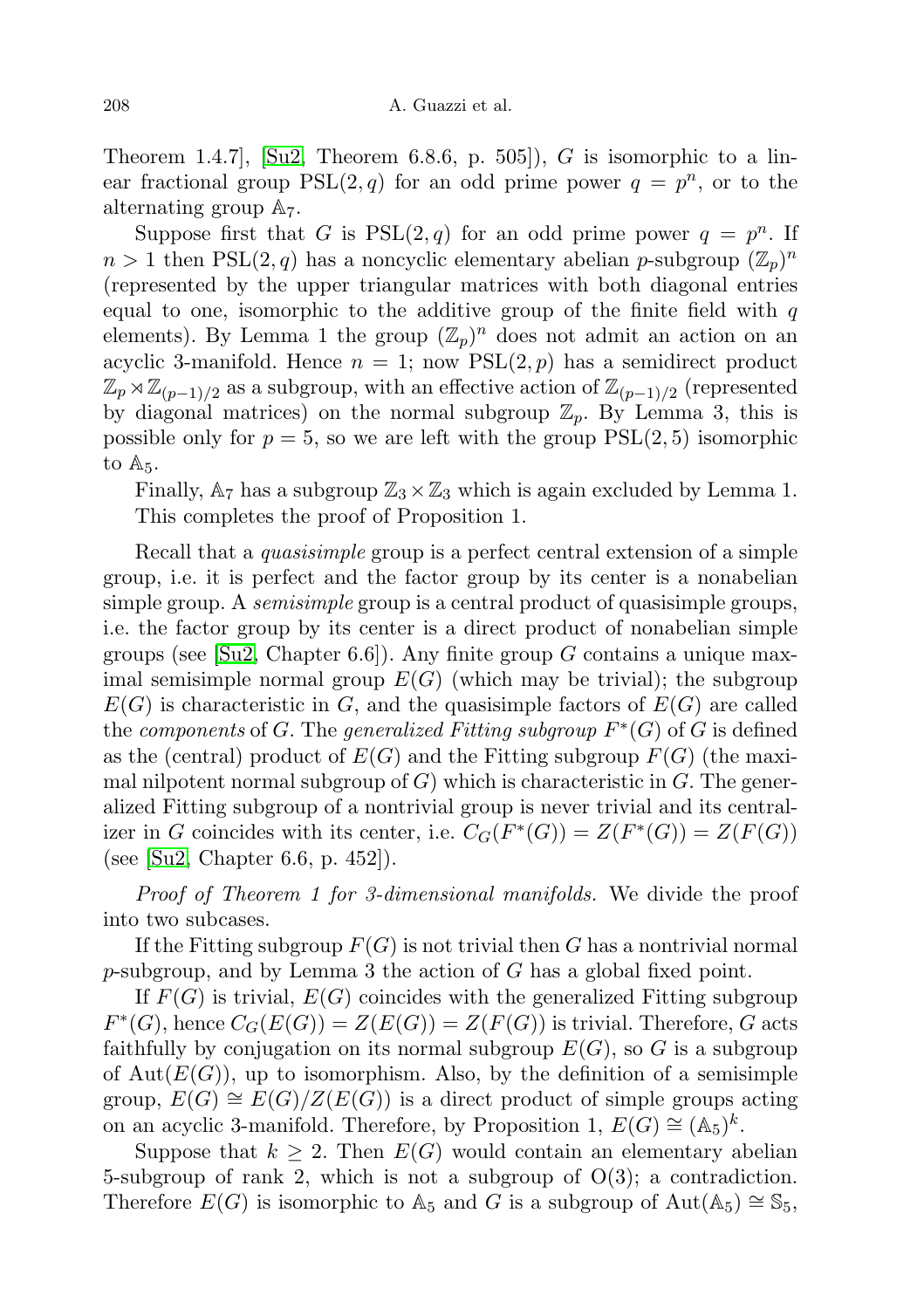Theorem 1.4.7], [Su2, Theorem 6.8.6, p. 505]), $G$ is isomorphic to a linear fractional group $\mathrm{PSL}(2,q)$ for an odd prime power $q = p^n$, or to the alternating group $\mathbb{A}_7$.

Suppose first that $G$ is $\mathrm{PSL}(2,q)$ for an odd prime power $q = p^n$. If $n > 1$ then $\mathrm{PSL}(2,q)$ has a noncyclic elementary abelian $p$-subgroup $(\mathbb{Z}_p)^n$ (represented by the upper triangular matrices with both diagonal entries equal to one, isomorphic to the additive group of the finite field with $q$ elements). By Lemma 1 the group $(\mathbb{Z}_p)^n$ does not admit an action on an acyclic 3-manifold. Hence $n = 1$; now $\mathrm{PSL}(2,p)$ has a semidirect product $\mathbb{Z}_p \rtimes \mathbb{Z}_{(p-1)/2}$ as a subgroup, with an effective action of $\mathbb{Z}_{(p-1)/2}$ (represented by diagonal matrices) on the normal subgroup $\mathbb{Z}_p$. By Lemma 3, this is possible only for $p = 5$, so we are left with the group $\mathrm{PSL}(2,5)$ isomorphic to $\mathbb{A}_5$.

Finally, $\mathbb{A}_7$ has a subgroup $\mathbb{Z}_3 \times \mathbb{Z}_3$ which is again excluded by Lemma 1. This completes the proof of Proposition 1.

Recall that a *quasisimple* group is a perfect central extension of a simple group, i.e. it is perfect and the factor group by its center is a nonabelian simple group. A *semisimple* group is a central product of quasisimple groups, i.e. the factor group by its center is a direct product of nonabelian simple groups (see [Su2, Chapter 6.6]). Any finite group $G$ contains a unique maximal semisimple normal group $E(G)$ (which may be trivial); the subgroup $E(G)$ is characteristic in $G$, and the quasisimple factors of $E(G)$ are called the *components* of $G$. The *generalized Fitting subgroup* $F^*(G)$ of $G$ is defined as the (central) product of $E(G)$ and the Fitting subgroup $F(G)$ (the maximal nilpotent normal subgroup of $G$) which is characteristic in $G$. The generalized Fitting subgroup of a nontrivial group is never trivial and its centralizer in $G$ coincides with its center, i.e. $C_G(F^*(G)) = Z(F^*(G)) = Z(F(G))$ (see [Su2, Chapter 6.6, p. 452]).

*Proof of Theorem 1 for 3-dimensional manifolds.* We divide the proof into two subcases.

If the Fitting subgroup $F(G)$ is not trivial then $G$ has a nontrivial normal $p$-subgroup, and by Lemma 3 the action of $G$ has a global fixed point.

If $F(G)$ is trivial, $E(G)$ coincides with the generalized Fitting subgroup $F^*(G)$, hence $C_G(E(G)) = Z(E(G)) = Z(F(G))$ is trivial. Therefore, $G$ acts faithfully by conjugation on its normal subgroup $E(G)$, so $G$ is a subgroup of $\mathrm{Aut}(E(G))$, up to isomorphism. Also, by the definition of a semisimple group, $E(G) \cong E(G)/Z(E(G))$ is a direct product of simple groups acting on an acyclic 3-manifold. Therefore, by Proposition 1, $E(G) \cong (\mathbb{A}_5)^k$.

Suppose that $k \geq 2$. Then $E(G)$ would contain an elementary abelian 5-subgroup of rank 2, which is not a subgroup of $\mathrm{O}(3)$; a contradiction. Therefore $E(G)$ is isomorphic to $\mathbb{A}_5$ and $G$ is a subgroup of $\mathrm{Aut}(\mathbb{A}_5) \cong \mathbb{S}_5$,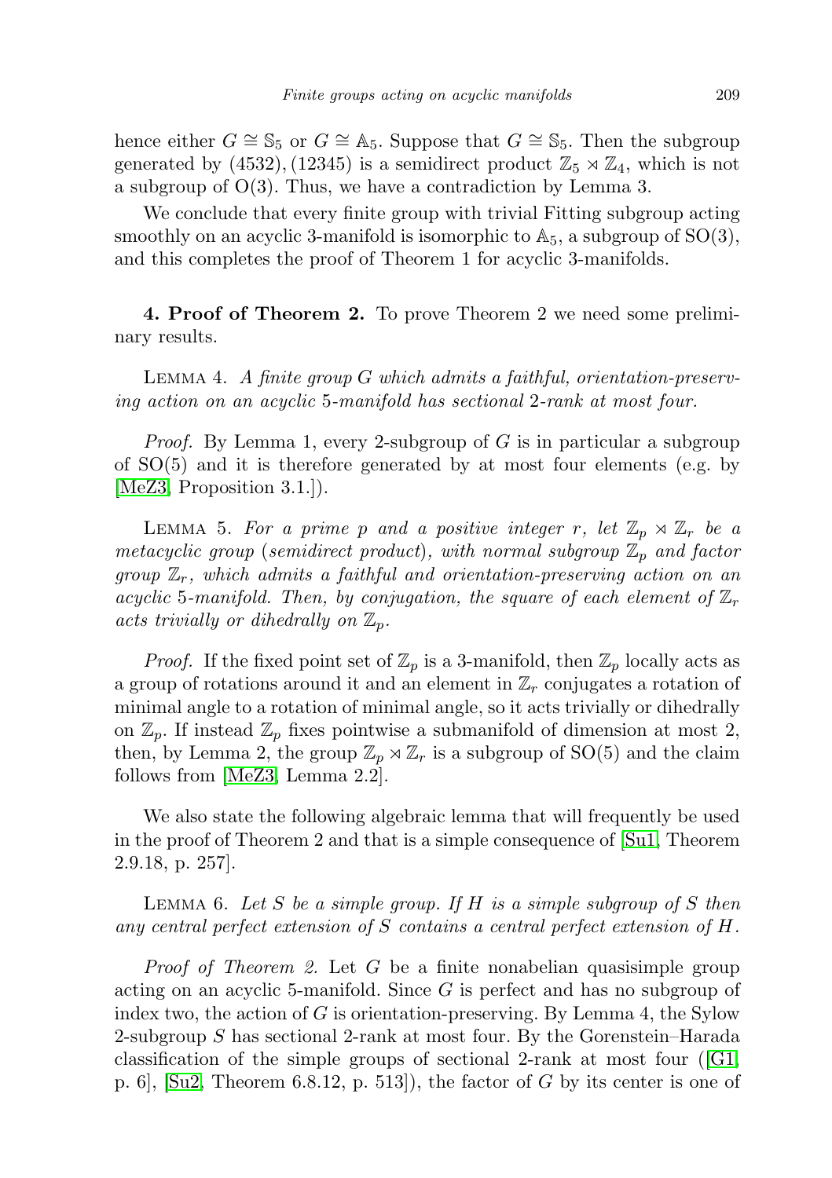hence either $G \cong \mathbb{S}_5$ or $G \cong \mathbb{A}_5$. Suppose that $G \cong \mathbb{S}_5$. Then the subgroup generated by $(4532), (12345)$ is a semidirect product $\mathbb{Z}_5 \rtimes \mathbb{Z}_4$, which is not a subgroup of $\mathrm{O}(3)$. Thus, we have a contradiction by Lemma 3.

We conclude that every finite group with trivial Fitting subgroup acting smoothly on an acyclic 3-manifold is isomorphic to $\mathbb{A}_5$, a subgroup of $\mathrm{SO}(3)$, and this completes the proof of Theorem 1 for acyclic 3-manifolds.

**4. Proof of Theorem 2.** To prove Theorem 2 we need some preliminary results.

Lemma 4. *A finite group $G$ which admits a faithful, orientation-preserving action on an acyclic 5-manifold has sectional 2-rank at most four.*

*Proof.* By Lemma 1, every 2-subgroup of $G$ is in particular a subgroup of $\mathrm{SO}(5)$ and it is therefore generated by at most four elements (e.g. by [MeZ3, Proposition 3.1.]).

Lemma 5. *For a prime $p$ and a positive integer $r$, let $\mathbb{Z}_p \rtimes \mathbb{Z}_r$ be a metacyclic group (semidirect product), with normal subgroup $\mathbb{Z}_p$ and factor group $\mathbb{Z}_r$, which admits a faithful and orientation-preserving action on an acyclic 5-manifold. Then, by conjugation, the square of each element of $\mathbb{Z}_r$ acts trivially or dihedrally on $\mathbb{Z}_p$.*

*Proof.* If the fixed point set of $\mathbb{Z}_p$ is a 3-manifold, then $\mathbb{Z}_p$ locally acts as a group of rotations around it and an element in $\mathbb{Z}_r$ conjugates a rotation of minimal angle to a rotation of minimal angle, so it acts trivially or dihedrally on $\mathbb{Z}_p$. If instead $\mathbb{Z}_p$ fixes pointwise a submanifold of dimension at most 2, then, by Lemma 2, the group $\mathbb{Z}_p \rtimes \mathbb{Z}_r$ is a subgroup of $\mathrm{SO}(5)$ and the claim follows from [MeZ3, Lemma 2.2].

We also state the following algebraic lemma that will frequently be used in the proof of Theorem 2 and that is a simple consequence of [Su1, Theorem 2.9.18, p. 257].

Lemma 6. *Let $S$ be a simple group. If $H$ is a simple subgroup of $S$ then any central perfect extension of $S$ contains a central perfect extension of $H$.*

*Proof of Theorem 2.* Let $G$ be a finite nonabelian quasisimple group acting on an acyclic 5-manifold. Since $G$ is perfect and has no subgroup of index two, the action of $G$ is orientation-preserving. By Lemma 4, the Sylow 2-subgroup $S$ has sectional 2-rank at most four. By the Gorenstein–Harada classification of the simple groups of sectional 2-rank at most four ([G1, p. 6], [Su2, Theorem 6.8.12, p. 513]), the factor of $G$ by its center is one of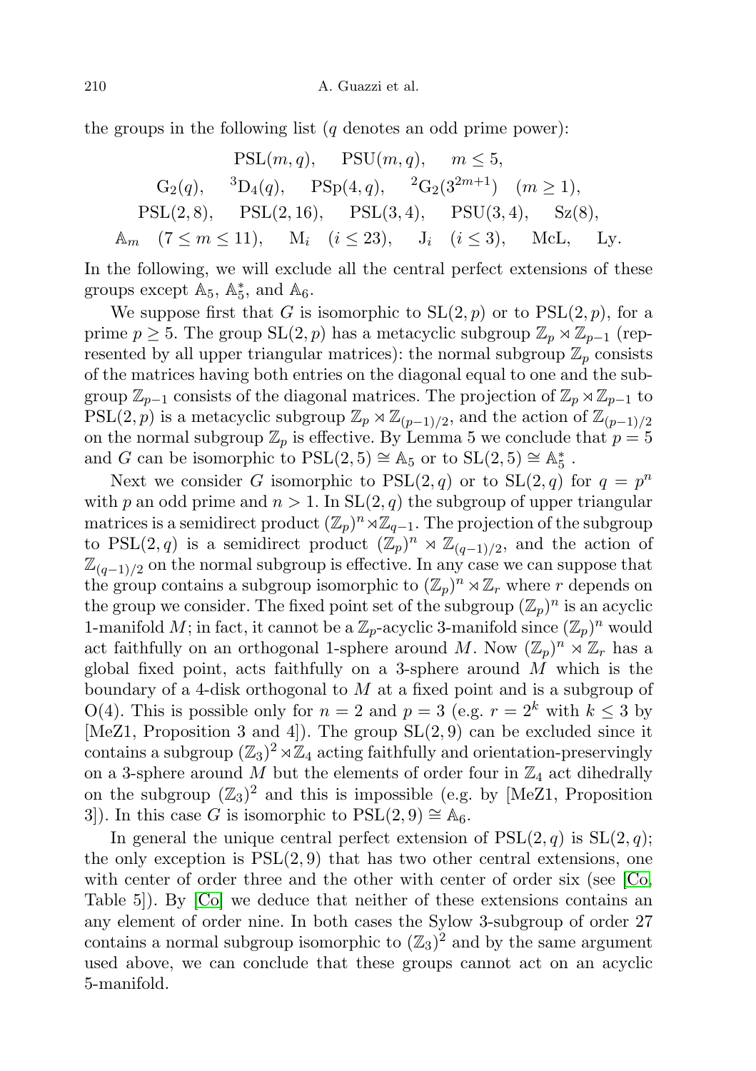the groups in the following list ($q$ denotes an odd prime power):

$$\mathrm{PSL}(m,q), \quad \mathrm{PSU}(m,q), \quad m \le 5,$$
$$\mathrm{G}_2(q), \quad {}^3\mathrm{D}_4(q), \quad \mathrm{PSp}(4,q), \quad {}^2\mathrm{G}_2(3^{2m+1}) \quad (m \ge 1),$$
$$\mathrm{PSL}(2,8), \quad \mathrm{PSL}(2,16), \quad \mathrm{PSL}(3,4), \quad \mathrm{PSU}(3,4), \quad \mathrm{Sz}(8),$$
$$\mathbb{A}_m \quad (7 \le m \le 11), \quad \mathrm{M}_i \quad (i \le 23), \quad \mathrm{J}_i \quad (i \le 3), \quad \mathrm{McL}, \quad \mathrm{Ly}.$$

In the following, we will exclude all the central perfect extensions of these groups except $\mathbb{A}_5$, $\mathbb{A}_5^*$, and $\mathbb{A}_6$.

We suppose first that $G$ is isomorphic to $\mathrm{SL}(2,p)$ or to $\mathrm{PSL}(2,p)$, for a prime $p \ge 5$. The group $\mathrm{SL}(2,p)$ has a metacyclic subgroup $\mathbb{Z}_p \rtimes \mathbb{Z}_{p-1}$ (represented by all upper triangular matrices): the normal subgroup $\mathbb{Z}_p$ consists of the matrices having both entries on the diagonal equal to one and the subgroup $\mathbb{Z}_{p-1}$ consists of the diagonal matrices. The projection of $\mathbb{Z}_p \rtimes \mathbb{Z}_{p-1}$ to $\mathrm{PSL}(2,p)$ is a metacyclic subgroup $\mathbb{Z}_p \rtimes \mathbb{Z}_{(p-1)/2}$, and the action of $\mathbb{Z}_{(p-1)/2}$ on the normal subgroup $\mathbb{Z}_p$ is effective. By Lemma 5 we conclude that $p = 5$ and $G$ can be isomorphic to $\mathrm{PSL}(2,5) \cong \mathbb{A}_5$ or to $\mathrm{SL}(2,5) \cong \mathbb{A}_5^*$ .

Next we consider $G$ isomorphic to $\mathrm{PSL}(2,q)$ or to $\mathrm{SL}(2,q)$ for $q = p^n$ with $p$ an odd prime and $n > 1$. In $\mathrm{SL}(2,q)$ the subgroup of upper triangular matrices is a semidirect product $(\mathbb{Z}_p)^n \rtimes \mathbb{Z}_{q-1}$. The projection of the subgroup to $\mathrm{PSL}(2,q)$ is a semidirect product $(\mathbb{Z}_p)^n \rtimes \mathbb{Z}_{(q-1)/2}$, and the action of $\mathbb{Z}_{(q-1)/2}$ on the normal subgroup is effective. In any case we can suppose that the group contains a subgroup isomorphic to $(\mathbb{Z}_p)^n \rtimes \mathbb{Z}_r$ where $r$ depends on the group we consider. The fixed point set of the subgroup $(\mathbb{Z}_p)^n$ is an acyclic 1-manifold $M$; in fact, it cannot be a $\mathbb{Z}_p$-acyclic 3-manifold since $(\mathbb{Z}_p)^n$ would act faithfully on an orthogonal 1-sphere around $M$. Now $(\mathbb{Z}_p)^n \rtimes \mathbb{Z}_r$ has a global fixed point, acts faithfully on a 3-sphere around $M$ which is the boundary of a 4-disk orthogonal to $M$ at a fixed point and is a subgroup of $\mathrm{O}(4)$. This is possible only for $n = 2$ and $p = 3$ (e.g. $r = 2^k$ with $k \le 3$ by [MeZ1, Proposition 3 and 4]). The group $\mathrm{SL}(2,9)$ can be excluded since it contains a subgroup $(\mathbb{Z}_3)^2 \rtimes \mathbb{Z}_4$ acting faithfully and orientation-preservingly on a 3-sphere around $M$ but the elements of order four in $\mathbb{Z}_4$ act dihedrally on the subgroup $(\mathbb{Z}_3)^2$ and this is impossible (e.g. by [MeZ1, Proposition 3]). In this case $G$ is isomorphic to $\mathrm{PSL}(2,9) \cong \mathbb{A}_6$.

In general the unique central perfect extension of $\mathrm{PSL}(2,q)$ is $\mathrm{SL}(2,q)$; the only exception is $\mathrm{PSL}(2,9)$ that has two other central extensions, one with center of order three and the other with center of order six (see [Co, Table 5]). By [Co] we deduce that neither of these extensions contains an any element of order nine. In both cases the Sylow 3-subgroup of order 27 contains a normal subgroup isomorphic to $(\mathbb{Z}_3)^2$ and by the same argument used above, we can conclude that these groups cannot act on an acyclic 5-manifold.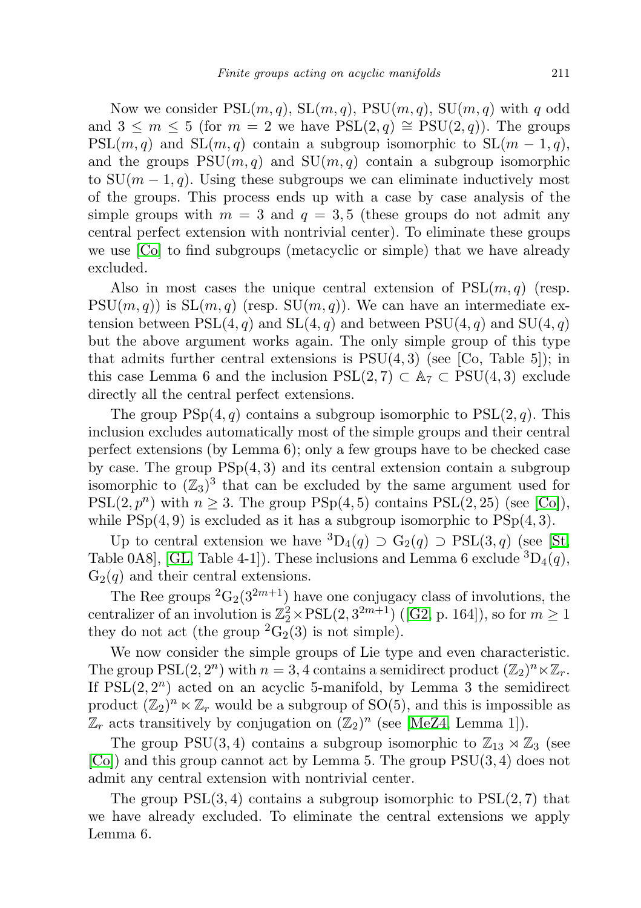Now we consider $\mathrm{PSL}(m,q)$, $\mathrm{SL}(m,q)$, $\mathrm{PSU}(m,q)$, $\mathrm{SU}(m,q)$ with $q$ odd and $3 \le m \le 5$ (for $m = 2$ we have $\mathrm{PSL}(2,q) \cong \mathrm{PSU}(2,q)$). The groups $\mathrm{PSL}(m,q)$ and $\mathrm{SL}(m,q)$ contain a subgroup isomorphic to $\mathrm{SL}(m-1,q)$, and the groups $\mathrm{PSU}(m,q)$ and $\mathrm{SU}(m,q)$ contain a subgroup isomorphic to $\mathrm{SU}(m-1,q)$. Using these subgroups we can eliminate inductively most of the groups. This process ends up with a case by case analysis of the simple groups with $m = 3$ and $q = 3, 5$ (these groups do not admit any central perfect extension with nontrivial center). To eliminate these groups we use [Co] to find subgroups (metacyclic or simple) that we have already excluded.

Also in most cases the unique central extension of $\mathrm{PSL}(m,q)$ (resp. $\mathrm{PSU}(m,q)$) is $\mathrm{SL}(m,q)$ (resp. $\mathrm{SU}(m,q)$). We can have an intermediate extension between $\mathrm{PSL}(4,q)$ and $\mathrm{SL}(4,q)$ and between $\mathrm{PSU}(4,q)$ and $\mathrm{SU}(4,q)$ but the above argument works again. The only simple group of this type that admits further central extensions is $\mathrm{PSU}(4,3)$ (see [Co, Table 5]); in this case Lemma 6 and the inclusion $\mathrm{PSL}(2,7) \subset \mathbb{A}_7 \subset \mathrm{PSU}(4,3)$ exclude directly all the central perfect extensions.

The group $\mathrm{PSp}(4,q)$ contains a subgroup isomorphic to $\mathrm{PSL}(2,q)$. This inclusion excludes automatically most of the simple groups and their central perfect extensions (by Lemma 6); only a few groups have to be checked case by case. The group $\mathrm{PSp}(4,3)$ and its central extension contain a subgroup isomorphic to $(\mathbb{Z}_3)^3$ that can be excluded by the same argument used for $\mathrm{PSL}(2,p^n)$ with $n \ge 3$. The group $\mathrm{PSp}(4,5)$ contains $\mathrm{PSL}(2,25)$ (see [Co]), while $\mathrm{PSp}(4,9)$ is excluded as it has a subgroup isomorphic to $\mathrm{PSp}(4,3)$.

Up to central extension we have ${}^3\mathrm{D}_4(q) \supset \mathrm{G}_2(q) \supset \mathrm{PSL}(3,q)$ (see [St, Table 0A8], [GL, Table 4-1]). These inclusions and Lemma 6 exclude ${}^3\mathrm{D}_4(q)$, $\mathrm{G}_2(q)$ and their central extensions.

The Ree groups ${}^2\mathrm{G}_2(3^{2m+1})$ have one conjugacy class of involutions, the centralizer of an involution is $\mathbb{Z}_2^2 \times \mathrm{PSL}(2,3^{2m+1})$ ([G2, p. 164]), so for $m \ge 1$ they do not act (the group ${}^2\mathrm{G}_2(3)$ is not simple).

We now consider the simple groups of Lie type and even characteristic. The group $\mathrm{PSL}(2,2^n)$ with $n = 3, 4$ contains a semidirect product $(\mathbb{Z}_2)^n \ltimes \mathbb{Z}_r$. If $\mathrm{PSL}(2,2^n)$ acted on an acyclic 5-manifold, by Lemma 3 the semidirect product $(\mathbb{Z}_2)^n \ltimes \mathbb{Z}_r$ would be a subgroup of $\mathrm{SO}(5)$, and this is impossible as $\mathbb{Z}_r$ acts transitively by conjugation on $(\mathbb{Z}_2)^n$ (see [MeZ4, Lemma 1]).

The group $\mathrm{PSU}(3,4)$ contains a subgroup isomorphic to $\mathbb{Z}_{13} \rtimes \mathbb{Z}_3$ (see [Co]) and this group cannot act by Lemma 5. The group $\mathrm{PSU}(3,4)$ does not admit any central extension with nontrivial center.

The group $\mathrm{PSL}(3,4)$ contains a subgroup isomorphic to $\mathrm{PSL}(2,7)$ that we have already excluded. To eliminate the central extensions we apply Lemma 6.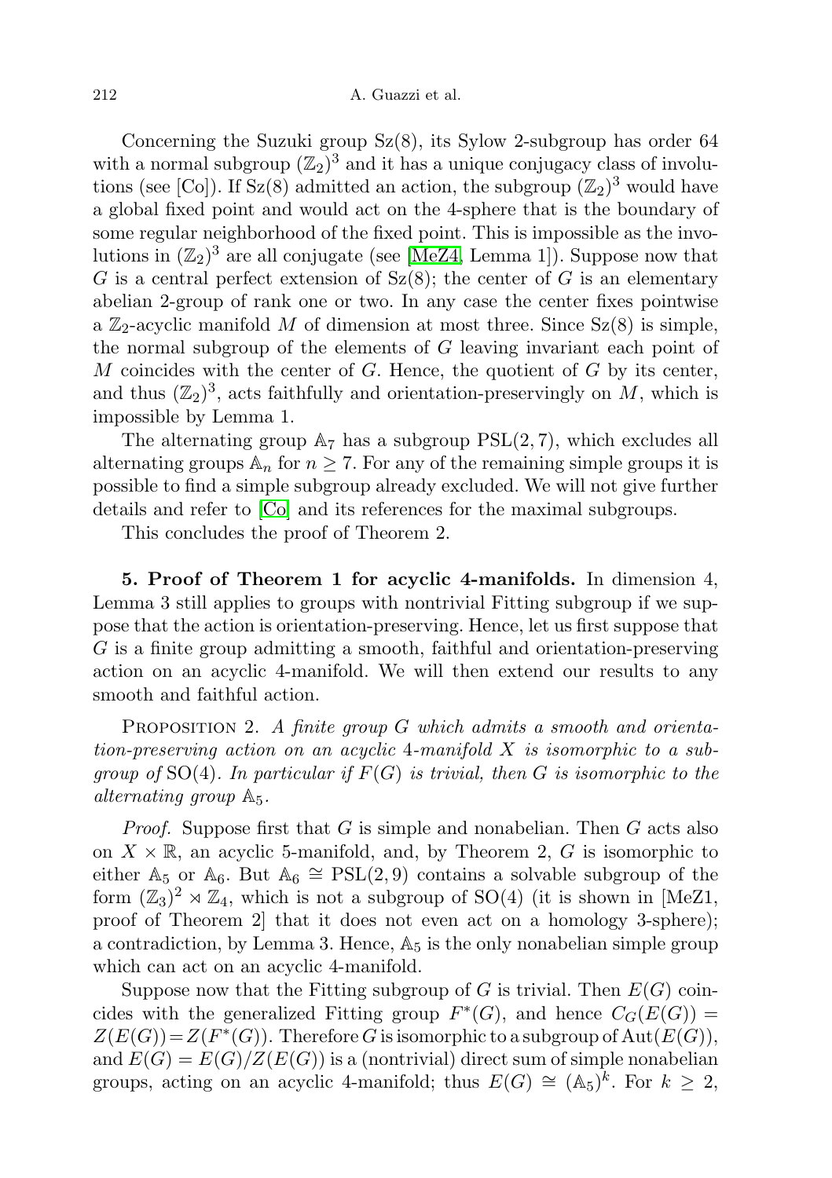Concerning the Suzuki group Sz(8), its Sylow 2-subgroup has order 64 with a normal subgroup $(\mathbb{Z}_2)^3$ and it has a unique conjugacy class of involutions (see [Co]). If Sz(8) admitted an action, the subgroup $(\mathbb{Z}_2)^3$ would have a global fixed point and would act on the 4-sphere that is the boundary of some regular neighborhood of the fixed point. This is impossible as the involutions in $(\mathbb{Z}_2)^3$ are all conjugate (see [MeZ4, Lemma 1]). Suppose now that $G$ is a central perfect extension of Sz(8); the center of $G$ is an elementary abelian 2-group of rank one or two. In any case the center fixes pointwise a $\mathbb{Z}_2$-acyclic manifold $M$ of dimension at most three. Since Sz(8) is simple, the normal subgroup of the elements of $G$ leaving invariant each point of $M$ coincides with the center of $G$. Hence, the quotient of $G$ by its center, and thus $(\mathbb{Z}_2)^3$, acts faithfully and orientation-preservingly on $M$, which is impossible by Lemma 1.

The alternating group $\mathbb{A}_7$ has a subgroup $\mathrm{PSL}(2,7)$, which excludes all alternating groups $\mathbb{A}_n$ for $n \geq 7$. For any of the remaining simple groups it is possible to find a simple subgroup already excluded. We will not give further details and refer to [Co] and its references for the maximal subgroups.

This concludes the proof of Theorem 2.

**5. Proof of Theorem 1 for acyclic 4-manifolds.** In dimension 4, Lemma 3 still applies to groups with nontrivial Fitting subgroup if we suppose that the action is orientation-preserving. Hence, let us first suppose that $G$ is a finite group admitting a smooth, faithful and orientation-preserving action on an acyclic 4-manifold. We will then extend our results to any smooth and faithful action.

PROPOSITION 2. *A finite group $G$ which admits a smooth and orientation-preserving action on an acyclic 4-manifold $X$ is isomorphic to a subgroup of* $\mathrm{SO}(4)$. *In particular if $F(G)$ is trivial, then $G$ is isomorphic to the alternating group $\mathbb{A}_5$.*

*Proof.* Suppose first that $G$ is simple and nonabelian. Then $G$ acts also on $X \times \mathbb{R}$, an acyclic 5-manifold, and, by Theorem 2, $G$ is isomorphic to either $\mathbb{A}_5$ or $\mathbb{A}_6$. But $\mathbb{A}_6 \cong \mathrm{PSL}(2,9)$ contains a solvable subgroup of the form $(\mathbb{Z}_3)^2 \rtimes \mathbb{Z}_4$, which is not a subgroup of $\mathrm{SO}(4)$ (it is shown in [MeZ1, proof of Theorem 2] that it does not even act on a homology 3-sphere); a contradiction, by Lemma 3. Hence, $\mathbb{A}_5$ is the only nonabelian simple group which can act on an acyclic 4-manifold.

Suppose now that the Fitting subgroup of $G$ is trivial. Then $E(G)$ coincides with the generalized Fitting group $F^*(G)$, and hence $C_G(E(G)) = Z(E(G)) = Z(F^*(G))$. Therefore $G$ is isomorphic to a subgroup of $\mathrm{Aut}(E(G))$, and $E(G) = E(G)/Z(E(G))$ is a (nontrivial) direct sum of simple nonabelian groups, acting on an acyclic 4-manifold; thus $E(G) \cong (\mathbb{A}_5)^k$. For $k \geq 2$,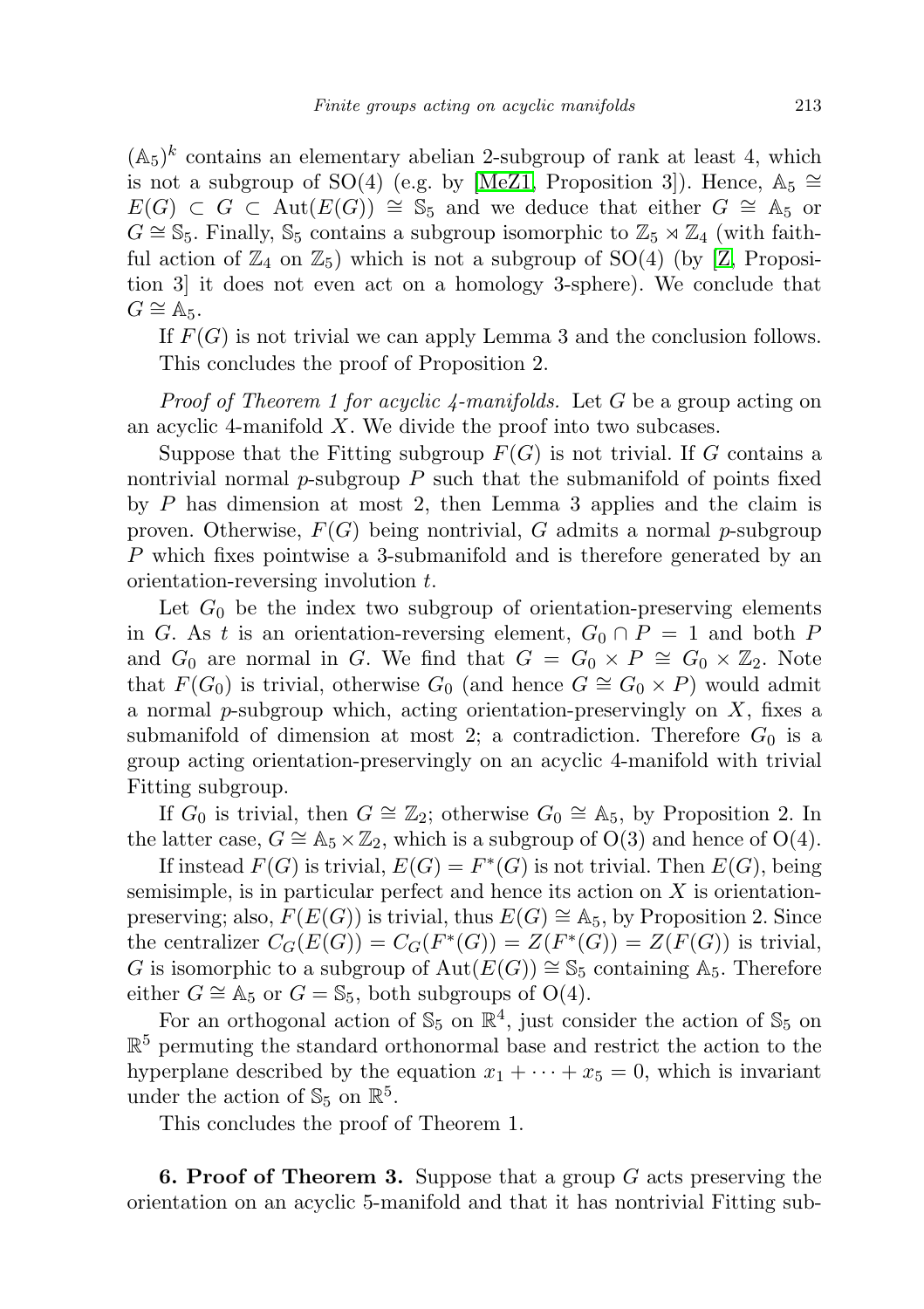$(\mathbb{A}_5)^k$ contains an elementary abelian 2-subgroup of rank at least 4, which is not a subgroup of $SO(4)$ (e.g. by [MeZ1, Proposition 3]). Hence, $\mathbb{A}_5 \cong E(G) \subset G \subset \mathrm{Aut}(E(G)) \cong \mathbb{S}_5$ and we deduce that either $G \cong \mathbb{A}_5$ or $G \cong \mathbb{S}_5$. Finally, $\mathbb{S}_5$ contains a subgroup isomorphic to $\mathbb{Z}_5 \rtimes \mathbb{Z}_4$ (with faithful action of $\mathbb{Z}_4$ on $\mathbb{Z}_5$) which is not a subgroup of $SO(4)$ (by [Z, Proposition 3] it does not even act on a homology 3-sphere). We conclude that $G \cong \mathbb{A}_5$.

If $F(G)$ is not trivial we can apply Lemma 3 and the conclusion follows.

This concludes the proof of Proposition 2.

*Proof of Theorem 1 for acyclic 4-manifolds.* Let $G$ be a group acting on an acyclic 4-manifold $X$. We divide the proof into two subcases.

Suppose that the Fitting subgroup $F(G)$ is not trivial. If $G$ contains a nontrivial normal $p$-subgroup $P$ such that the submanifold of points fixed by $P$ has dimension at most 2, then Lemma 3 applies and the claim is proven. Otherwise, $F(G)$ being nontrivial, $G$ admits a normal $p$-subgroup $P$ which fixes pointwise a 3-submanifold and is therefore generated by an orientation-reversing involution $t$.

Let $G_0$ be the index two subgroup of orientation-preserving elements in $G$. As $t$ is an orientation-reversing element, $G_0 \cap P = 1$ and both $P$ and $G_0$ are normal in $G$. We find that $G = G_0 \times P \cong G_0 \times \mathbb{Z}_2$. Note that $F(G_0)$ is trivial, otherwise $G_0$ (and hence $G \cong G_0 \times P$) would admit a normal $p$-subgroup which, acting orientation-preservingly on $X$, fixes a submanifold of dimension at most 2; a contradiction. Therefore $G_0$ is a group acting orientation-preservingly on an acyclic 4-manifold with trivial Fitting subgroup.

If $G_0$ is trivial, then $G \cong \mathbb{Z}_2$; otherwise $G_0 \cong \mathbb{A}_5$, by Proposition 2. In the latter case, $G \cong \mathbb{A}_5 \times \mathbb{Z}_2$, which is a subgroup of $O(3)$ and hence of $O(4)$.

If instead $F(G)$ is trivial, $E(G) = F^*(G)$ is not trivial. Then $E(G)$, being semisimple, is in particular perfect and hence its action on $X$ is orientation-preserving; also, $F(E(G))$ is trivial, thus $E(G) \cong \mathbb{A}_5$, by Proposition 2. Since the centralizer $C_G(E(G)) = C_G(F^*(G)) = Z(F^*(G)) = Z(F(G))$ is trivial, $G$ is isomorphic to a subgroup of $\mathrm{Aut}(E(G)) \cong \mathbb{S}_5$ containing $\mathbb{A}_5$. Therefore either $G \cong \mathbb{A}_5$ or $G = \mathbb{S}_5$, both subgroups of $O(4)$.

For an orthogonal action of $\mathbb{S}_5$ on $\mathbb{R}^4$, just consider the action of $\mathbb{S}_5$ on $\mathbb{R}^5$ permuting the standard orthonormal base and restrict the action to the hyperplane described by the equation $x_1 + \cdots + x_5 = 0$, which is invariant under the action of $\mathbb{S}_5$ on $\mathbb{R}^5$.

This concludes the proof of Theorem 1.

**6. Proof of Theorem 3.** Suppose that a group $G$ acts preserving the orientation on an acyclic 5-manifold and that it has nontrivial Fitting sub-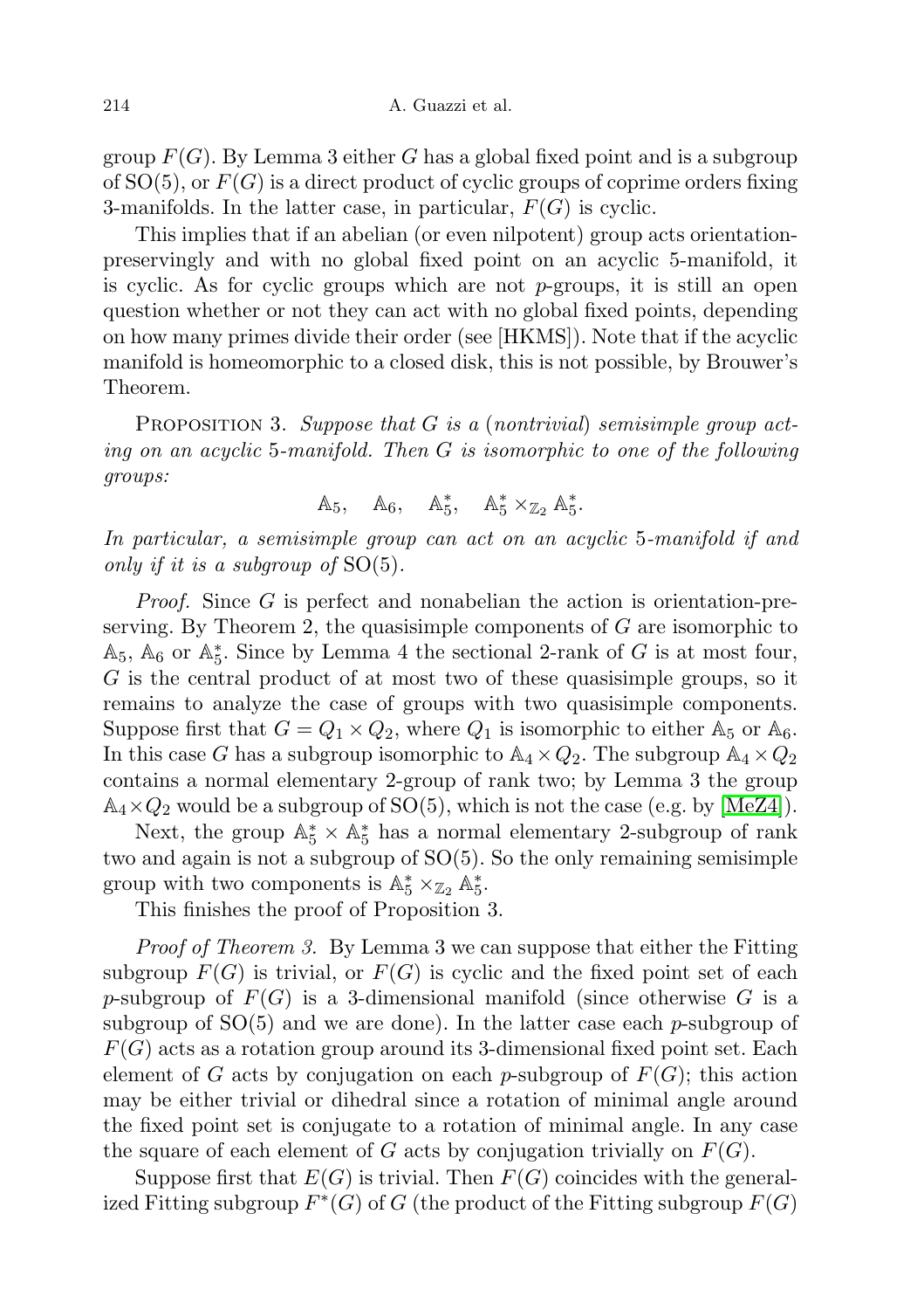group $F(G)$. By Lemma 3 either $G$ has a global fixed point and is a subgroup of $\mathrm{SO}(5)$, or $F(G)$ is a direct product of cyclic groups of coprime orders fixing 3-manifolds. In the latter case, in particular, $F(G)$ is cyclic.

This implies that if an abelian (or even nilpotent) group acts orientation-preservingly and with no global fixed point on an acyclic 5-manifold, it is cyclic. As for cyclic groups which are not $p$-groups, it is still an open question whether or not they can act with no global fixed points, depending on how many primes divide their order (see [HKMS]). Note that if the acyclic manifold is homeomorphic to a closed disk, this is not possible, by Brouwer's Theorem.

Proposition 3. *Suppose that $G$ is a (nontrivial) semisimple group acting on an acyclic 5-manifold. Then $G$ is isomorphic to one of the following groups:*

$$\mathbb{A}_5, \quad \mathbb{A}_6, \quad \mathbb{A}_5^*, \quad \mathbb{A}_5^* \times_{\mathbb{Z}_2} \mathbb{A}_5^*.$$

*In particular, a semisimple group can act on an acyclic 5-manifold if and only if it is a subgroup of $\mathrm{SO}(5)$.*

*Proof.* Since $G$ is perfect and nonabelian the action is orientation-preserving. By Theorem 2, the quasisimple components of $G$ are isomorphic to $\mathbb{A}_5$, $\mathbb{A}_6$ or $\mathbb{A}_5^*$. Since by Lemma 4 the sectional 2-rank of $G$ is at most four, $G$ is the central product of at most two of these quasisimple groups, so it remains to analyze the case of groups with two quasisimple components. Suppose first that $G = Q_1 \times Q_2$, where $Q_1$ is isomorphic to either $\mathbb{A}_5$ or $\mathbb{A}_6$. In this case $G$ has a subgroup isomorphic to $\mathbb{A}_4 \times Q_2$. The subgroup $\mathbb{A}_4 \times Q_2$ contains a normal elementary 2-group of rank two; by Lemma 3 the group $\mathbb{A}_4 \times Q_2$ would be a subgroup of $\mathrm{SO}(5)$, which is not the case (e.g. by [MeZ4]).

Next, the group $\mathbb{A}_5^* \times \mathbb{A}_5^*$ has a normal elementary 2-subgroup of rank two and again is not a subgroup of $\mathrm{SO}(5)$. So the only remaining semisimple group with two components is $\mathbb{A}_5^* \times_{\mathbb{Z}_2} \mathbb{A}_5^*$.

This finishes the proof of Proposition 3.

*Proof of Theorem 3.* By Lemma 3 we can suppose that either the Fitting subgroup $F(G)$ is trivial, or $F(G)$ is cyclic and the fixed point set of each $p$-subgroup of $F(G)$ is a 3-dimensional manifold (since otherwise $G$ is a subgroup of $\mathrm{SO}(5)$ and we are done). In the latter case each $p$-subgroup of $F(G)$ acts as a rotation group around its 3-dimensional fixed point set. Each element of $G$ acts by conjugation on each $p$-subgroup of $F(G)$; this action may be either trivial or dihedral since a rotation of minimal angle around the fixed point set is conjugate to a rotation of minimal angle. In any case the square of each element of $G$ acts by conjugation trivially on $F(G)$.

Suppose first that $E(G)$ is trivial. Then $F(G)$ coincides with the generalized Fitting subgroup $F^*(G)$ of $G$ (the product of the Fitting subgroup $F(G)$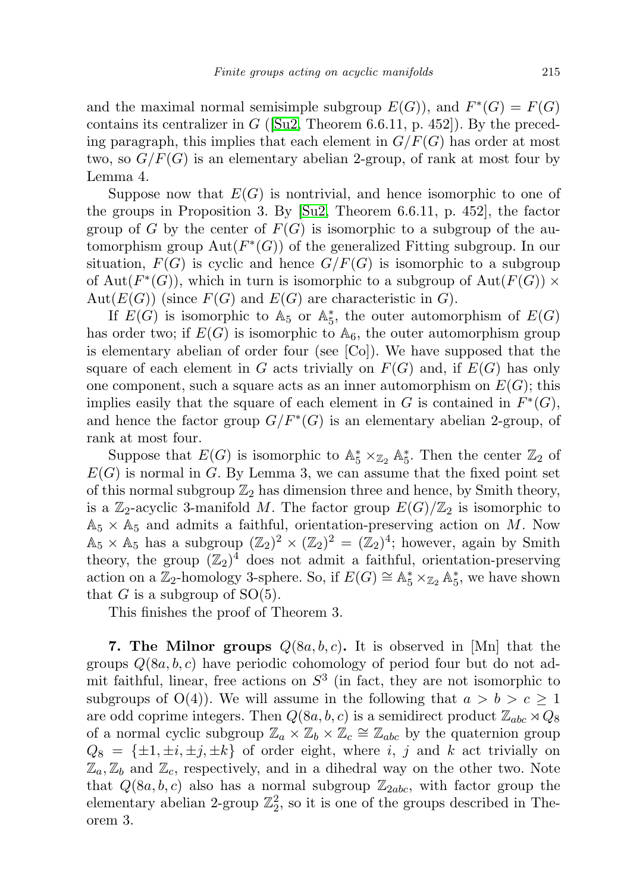and the maximal normal semisimple subgroup $E(G)$), and $F^*(G) = F(G)$ contains its centralizer in $G$ ([Su2, Theorem 6.6.11, p. 452]). By the preceding paragraph, this implies that each element in $G/F(G)$ has order at most two, so $G/F(G)$ is an elementary abelian 2-group, of rank at most four by Lemma 4.

Suppose now that $E(G)$ is nontrivial, and hence isomorphic to one of the groups in Proposition 3. By [Su2, Theorem 6.6.11, p. 452], the factor group of $G$ by the center of $F(G)$ is isomorphic to a subgroup of the automorphism group $\mathrm{Aut}(F^*(G))$ of the generalized Fitting subgroup. In our situation, $F(G)$ is cyclic and hence $G/F(G)$ is isomorphic to a subgroup of $\mathrm{Aut}(F^*(G))$, which in turn is isomorphic to a subgroup of $\mathrm{Aut}(F(G)) \times \mathrm{Aut}(E(G))$ (since $F(G)$ and $E(G)$ are characteristic in $G$).

If $E(G)$ is isomorphic to $\mathbb{A}_5$ or $\mathbb{A}_5^*$, the outer automorphism of $E(G)$ has order two; if $E(G)$ is isomorphic to $\mathbb{A}_6$, the outer automorphism group is elementary abelian of order four (see [Co]). We have supposed that the square of each element in $G$ acts trivially on $F(G)$ and, if $E(G)$ has only one component, such a square acts as an inner automorphism on $E(G)$; this implies easily that the square of each element in $G$ is contained in $F^*(G)$, and hence the factor group $G/F^*(G)$ is an elementary abelian 2-group, of rank at most four.

Suppose that $E(G)$ is isomorphic to $\mathbb{A}_5^* \times_{\mathbb{Z}_2} \mathbb{A}_5^*$. Then the center $\mathbb{Z}_2$ of $E(G)$ is normal in $G$. By Lemma 3, we can assume that the fixed point set of this normal subgroup $\mathbb{Z}_2$ has dimension three and hence, by Smith theory, is a $\mathbb{Z}_2$-acyclic 3-manifold $M$. The factor group $E(G)/\mathbb{Z}_2$ is isomorphic to $\mathbb{A}_5 \times \mathbb{A}_5$ and admits a faithful, orientation-preserving action on $M$. Now $\mathbb{A}_5 \times \mathbb{A}_5$ has a subgroup $(\mathbb{Z}_2)^2 \times (\mathbb{Z}_2)^2 = (\mathbb{Z}_2)^4$; however, again by Smith theory, the group $(\mathbb{Z}_2)^4$ does not admit a faithful, orientation-preserving action on a $\mathbb{Z}_2$-homology 3-sphere. So, if $E(G) \cong \mathbb{A}_5^* \times_{\mathbb{Z}_2} \mathbb{A}_5^*$, we have shown that $G$ is a subgroup of $\mathrm{SO}(5)$.

This finishes the proof of Theorem 3.

**7. The Milnor groups $Q(8a, b, c)$.** It is observed in [Mn] that the groups $Q(8a, b, c)$ have periodic cohomology of period four but do not admit faithful, linear, free actions on $S^3$ (in fact, they are not isomorphic to subgroups of $\mathrm{O}(4)$). We will assume in the following that $a > b > c \geq 1$ are odd coprime integers. Then $Q(8a, b, c)$ is a semidirect product $\mathbb{Z}_{abc} \rtimes Q_8$ of a normal cyclic subgroup $\mathbb{Z}_a \times \mathbb{Z}_b \times \mathbb{Z}_c \cong \mathbb{Z}_{abc}$ by the quaternion group $Q_8 = \{\pm 1, \pm i, \pm j, \pm k\}$ of order eight, where $i$, $j$ and $k$ act trivially on $\mathbb{Z}_a, \mathbb{Z}_b$ and $\mathbb{Z}_c$, respectively, and in a dihedral way on the other two. Note that $Q(8a, b, c)$ also has a normal subgroup $\mathbb{Z}_{2abc}$, with factor group the elementary abelian 2-group $\mathbb{Z}_2^2$, so it is one of the groups described in Theorem 3.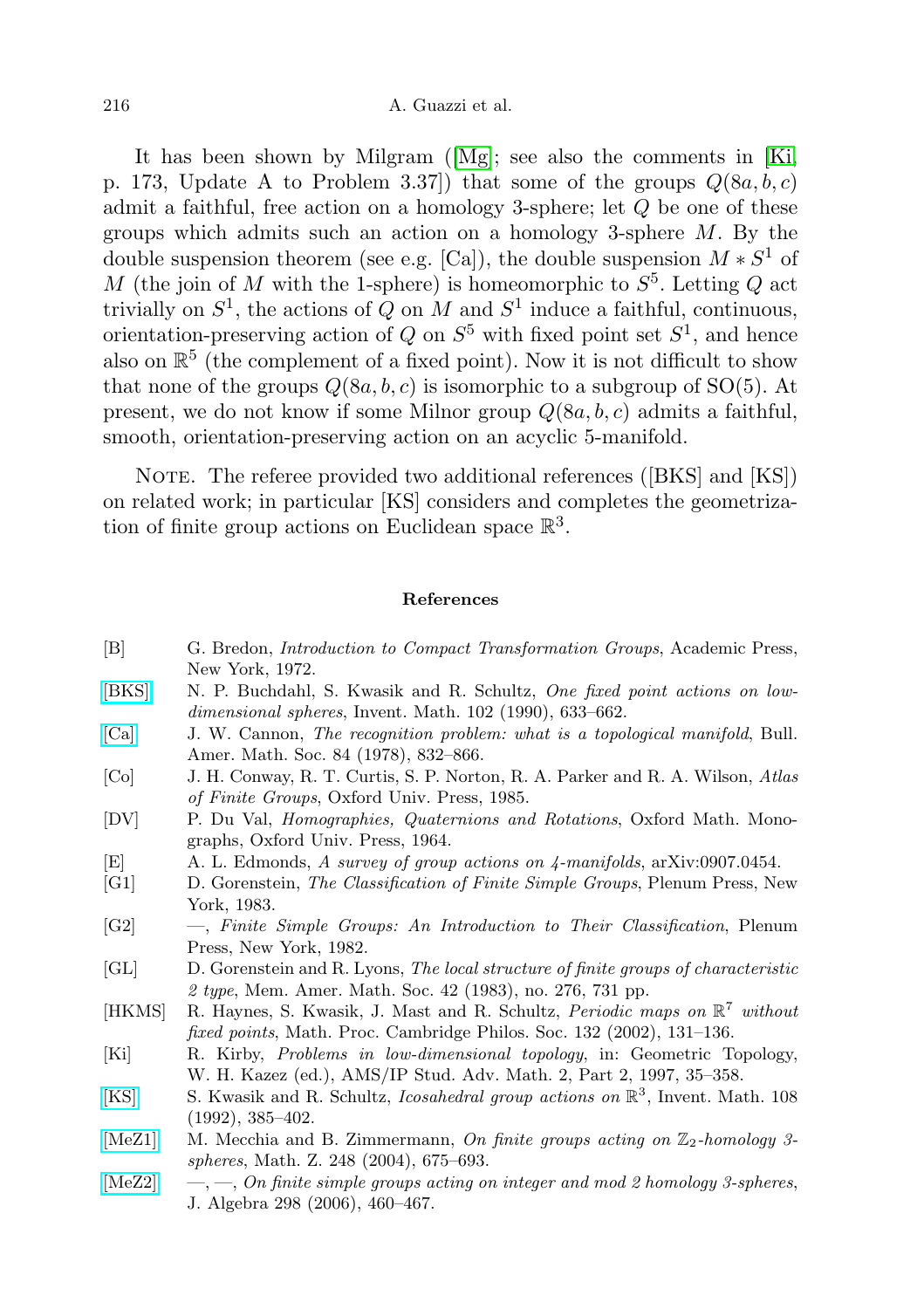It has been shown by Milgram ([Mg]; see also the comments in [Ki, p. 173, Update A to Problem 3.37]) that some of the groups $Q(8a,b,c)$ admit a faithful, free action on a homology 3-sphere; let $Q$ be one of these groups which admits such an action on a homology 3-sphere $M$. By the double suspension theorem (see e.g. [Ca]), the double suspension $M * S^1$ of $M$ (the join of $M$ with the 1-sphere) is homeomorphic to $S^5$. Letting $Q$ act trivially on $S^1$, the actions of $Q$ on $M$ and $S^1$ induce a faithful, continuous, orientation-preserving action of $Q$ on $S^5$ with fixed point set $S^1$, and hence also on $\mathbb{R}^5$ (the complement of a fixed point). Now it is not difficult to show that none of the groups $Q(8a,b,c)$ is isomorphic to a subgroup of SO(5). At present, we do not know if some Milnor group $Q(8a,b,c)$ admits a faithful, smooth, orientation-preserving action on an acyclic 5-manifold.

Note. The referee provided two additional references ([BKS] and [KS]) on related work; in particular [KS] considers and completes the geometrization of finite group actions on Euclidean space $\mathbb{R}^3$.

## References

[B] G. Bredon, *Introduction to Compact Transformation Groups*, Academic Press, New York, 1972.

[BKS] N. P. Buchdahl, S. Kwasik and R. Schultz, *One fixed point actions on low-dimensional spheres*, Invent. Math. 102 (1990), 633–662.

[Ca] J. W. Cannon, *The recognition problem: what is a topological manifold*, Bull. Amer. Math. Soc. 84 (1978), 832–866.

[Co] J. H. Conway, R. T. Curtis, S. P. Norton, R. A. Parker and R. A. Wilson, *Atlas of Finite Groups*, Oxford Univ. Press, 1985.

[DV] P. Du Val, *Homographies, Quaternions and Rotations*, Oxford Math. Monographs, Oxford Univ. Press, 1964.

[E] A. L. Edmonds, *A survey of group actions on 4-manifolds*, arXiv:0907.0454.

[G1] D. Gorenstein, *The Classification of Finite Simple Groups*, Plenum Press, New York, 1983.

[G2] —, *Finite Simple Groups: An Introduction to Their Classification*, Plenum Press, New York, 1982.

[GL] D. Gorenstein and R. Lyons, *The local structure of finite groups of characteristic 2 type*, Mem. Amer. Math. Soc. 42 (1983), no. 276, 731 pp.

[HKMS] R. Haynes, S. Kwasik, J. Mast and R. Schultz, *Periodic maps on $\mathbb{R}^7$ without fixed points*, Math. Proc. Cambridge Philos. Soc. 132 (2002), 131–136.

[Ki] R. Kirby, *Problems in low-dimensional topology*, in: Geometric Topology, W. H. Kazez (ed.), AMS/IP Stud. Adv. Math. 2, Part 2, 1997, 35–358.

[KS] S. Kwasik and R. Schultz, *Icosahedral group actions on $\mathbb{R}^3$*, Invent. Math. 108 (1992), 385–402.

[MeZ1] M. Mecchia and B. Zimmermann, *On finite groups acting on $\mathbb{Z}_2$-homology 3-spheres*, Math. Z. 248 (2004), 675–693.

[MeZ2] —, —, *On finite simple groups acting on integer and mod 2 homology 3-spheres*, J. Algebra 298 (2006), 460–467.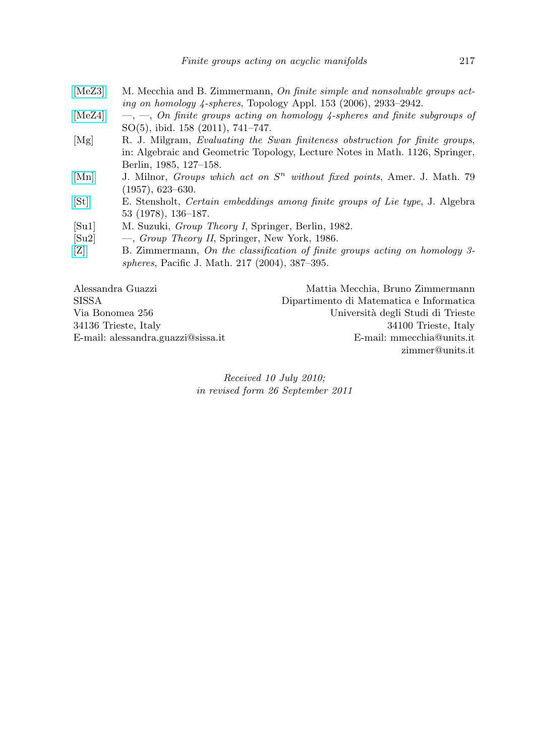[MeZ3] M. Mecchia and B. Zimmermann, *On finite simple and nonsolvable groups acting on homology 4-spheres*, Topology Appl. 153 (2006), 2933–2942.

[MeZ4] —, —, *On finite groups acting on homology 4-spheres and finite subgroups of* SO(5), ibid. 158 (2011), 741–747.

[Mg] R. J. Milgram, *Evaluating the Swan finiteness obstruction for finite groups*, in: Algebraic and Geometric Topology, Lecture Notes in Math. 1126, Springer, Berlin, 1985, 127–158.

[Mn] J. Milnor, *Groups which act on* $S^n$ *without fixed points*, Amer. J. Math. 79 (1957), 623–630.

[St] E. Stensholt, *Certain embeddings among finite groups of Lie type*, J. Algebra 53 (1978), 136–187.

[Su1] M. Suzuki, *Group Theory I*, Springer, Berlin, 1982.

[Su2] —, *Group Theory II*, Springer, New York, 1986.

[Z] B. Zimmermann, *On the classification of finite groups acting on homology 3-spheres*, Pacific J. Math. 217 (2004), 387–395.

Alessandra Guazzi
SISSA
Via Bonomea 256
34136 Trieste, Italy
E-mail: alessandra.guazzi@sissa.it

Mattia Mecchia, Bruno Zimmermann
Dipartimento di Matematica e Informatica
Università degli Studi di Trieste
34100 Trieste, Italy
E-mail: mmecchia@units.it
zimmer@units.it

*Received 10 July 2010;*
*in revised form 26 September 2011*